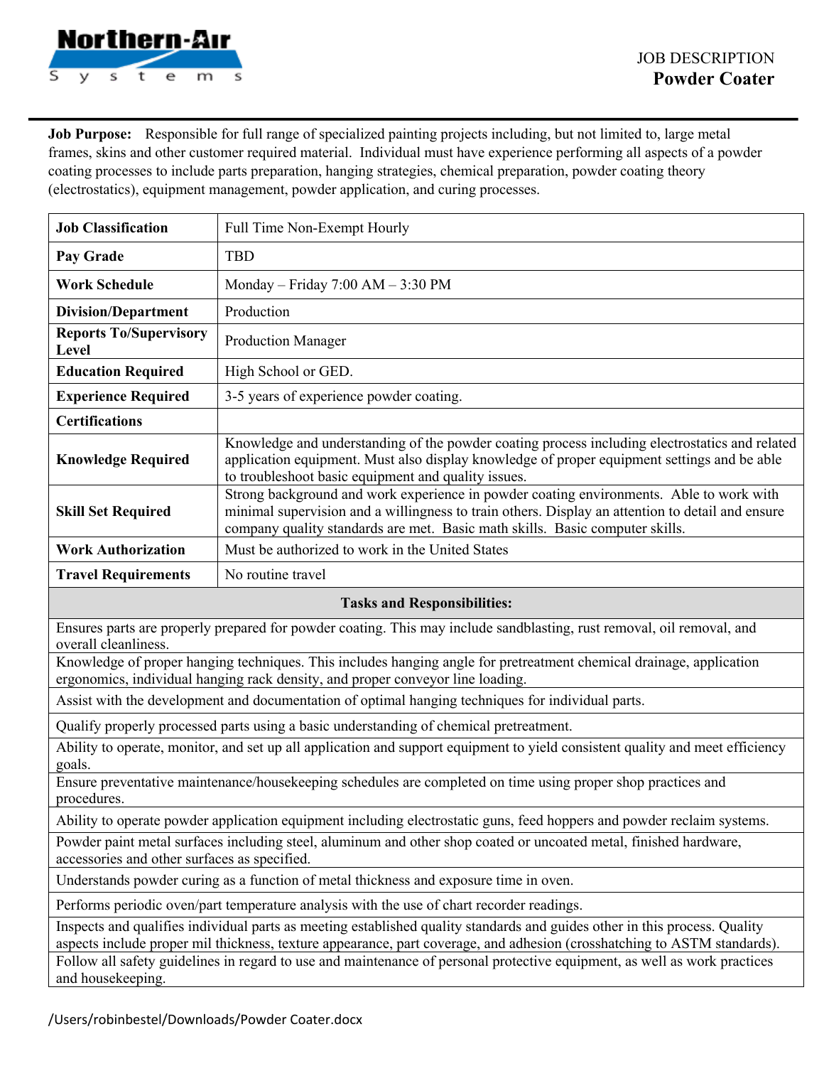Northern-Air Systems

JOB DESCRIPTION

# Powder Coater

**Job Purpose:** Responsible for full range of specialized painting projects including, but not limited to, large metal frames, skins and other customer required material. Individual must have experience performing all aspects of a powder coating processes to include parts preparation, hanging strategies, chemical preparation, powder coating theory (electrostatics), equipment management, powder application, and curing processes.

| | |
|---|---|
| **Job Classification** | Full Time Non-Exempt Hourly |
| **Pay Grade** | TBD |
| **Work Schedule** | Monday – Friday 7:00 AM – 3:30 PM |
| **Division/Department** | Production |
| **Reports To/Supervisory Level** | Production Manager |
| **Education Required** | High School or GED. |
| **Experience Required** | 3-5 years of experience powder coating. |
| **Certifications** | |
| **Knowledge Required** | Knowledge and understanding of the powder coating process including electrostatics and related application equipment. Must also display knowledge of proper equipment settings and be able to troubleshoot basic equipment and quality issues. |
| **Skill Set Required** | Strong background and work experience in powder coating environments. Able to work with minimal supervision and a willingness to train others. Display an attention to detail and ensure company quality standards are met. Basic math skills. Basic computer skills. |
| **Work Authorization** | Must be authorized to work in the United States |
| **Travel Requirements** | No routine travel |

| **Tasks and Responsibilities:** |
|---|
| Ensures parts are properly prepared for powder coating. This may include sandblasting, rust removal, oil removal, and overall cleanliness. |
| Knowledge of proper hanging techniques. This includes hanging angle for pretreatment chemical drainage, application ergonomics, individual hanging rack density, and proper conveyor line loading. |
| Assist with the development and documentation of optimal hanging techniques for individual parts. |
| Qualify properly processed parts using a basic understanding of chemical pretreatment. |
| Ability to operate, monitor, and set up all application and support equipment to yield consistent quality and meet efficiency goals. |
| Ensure preventative maintenance/housekeeping schedules are completed on time using proper shop practices and procedures. |
| Ability to operate powder application equipment including electrostatic guns, feed hoppers and powder reclaim systems. |
| Powder paint metal surfaces including steel, aluminum and other shop coated or uncoated metal, finished hardware, accessories and other surfaces as specified. |
| Understands powder curing as a function of metal thickness and exposure time in oven. |
| Performs periodic oven/part temperature analysis with the use of chart recorder readings. |
| Inspects and qualifies individual parts as meeting established quality standards and guides other in this process. Quality aspects include proper mil thickness, texture appearance, part coverage, and adhesion (crosshatching to ASTM standards). |
| Follow all safety guidelines in regard to use and maintenance of personal protective equipment, as well as work practices and housekeeping. |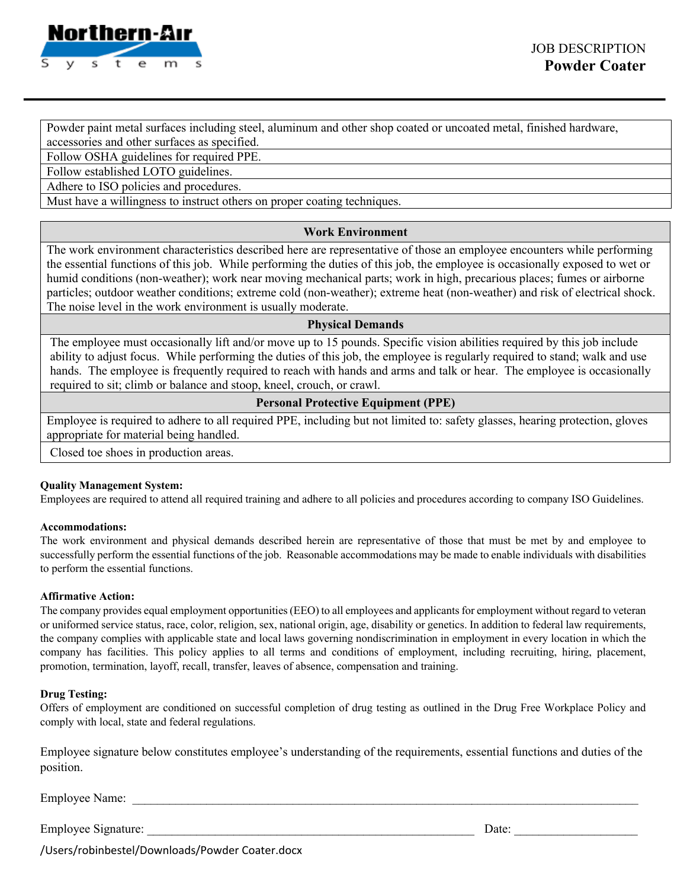Northern-Air Systems

JOB DESCRIPTION
**Powder Coater**

| |
|---|
| Powder paint metal surfaces including steel, aluminum and other shop coated or uncoated metal, finished hardware, accessories and other surfaces as specified. |
| Follow OSHA guidelines for required PPE. |
| Follow established LOTO guidelines. |
| Adhere to ISO policies and procedures. |
| Must have a willingness to instruct others on proper coating techniques. |

| **Work Environment** |
|---|
| The work environment characteristics described here are representative of those an employee encounters while performing the essential functions of this job. While performing the duties of this job, the employee is occasionally exposed to wet or humid conditions (non-weather); work near moving mechanical parts; work in high, precarious places; fumes or airborne particles; outdoor weather conditions; extreme cold (non-weather); extreme heat (non-weather) and risk of electrical shock. The noise level in the work environment is usually moderate. |
| **Physical Demands** |
| The employee must occasionally lift and/or move up to 15 pounds. Specific vision abilities required by this job include ability to adjust focus. While performing the duties of this job, the employee is regularly required to stand; walk and use hands. The employee is frequently required to reach with hands and arms and talk or hear. The employee is occasionally required to sit; climb or balance and stoop, kneel, crouch, or crawl. |
| **Personal Protective Equipment (PPE)** |
| Employee is required to adhere to all required PPE, including but not limited to: safety glasses, hearing protection, gloves appropriate for material being handled. |
| Closed toe shoes in production areas. |

**Quality Management System:**
Employees are required to attend all required training and adhere to all policies and procedures according to company ISO Guidelines.

**Accommodations:**
The work environment and physical demands described herein are representative of those that must be met by and employee to successfully perform the essential functions of the job. Reasonable accommodations may be made to enable individuals with disabilities to perform the essential functions.

**Affirmative Action:**
The company provides equal employment opportunities (EEO) to all employees and applicants for employment without regard to veteran or uniformed service status, race, color, religion, sex, national origin, age, disability or genetics. In addition to federal law requirements, the company complies with applicable state and local laws governing nondiscrimination in employment in every location in which the company has facilities. This policy applies to all terms and conditions of employment, including recruiting, hiring, placement, promotion, termination, layoff, recall, transfer, leaves of absence, compensation and training.

**Drug Testing:**
Offers of employment are conditioned on successful completion of drug testing as outlined in the Drug Free Workplace Policy and comply with local, state and federal regulations.

Employee signature below constitutes employee's understanding of the requirements, essential functions and duties of the position.

Employee Name: ______________________________________________________________________________

Employee Signature: _____________________________________________ Date: ________________

/Users/robinbestel/Downloads/Powder Coater.docx